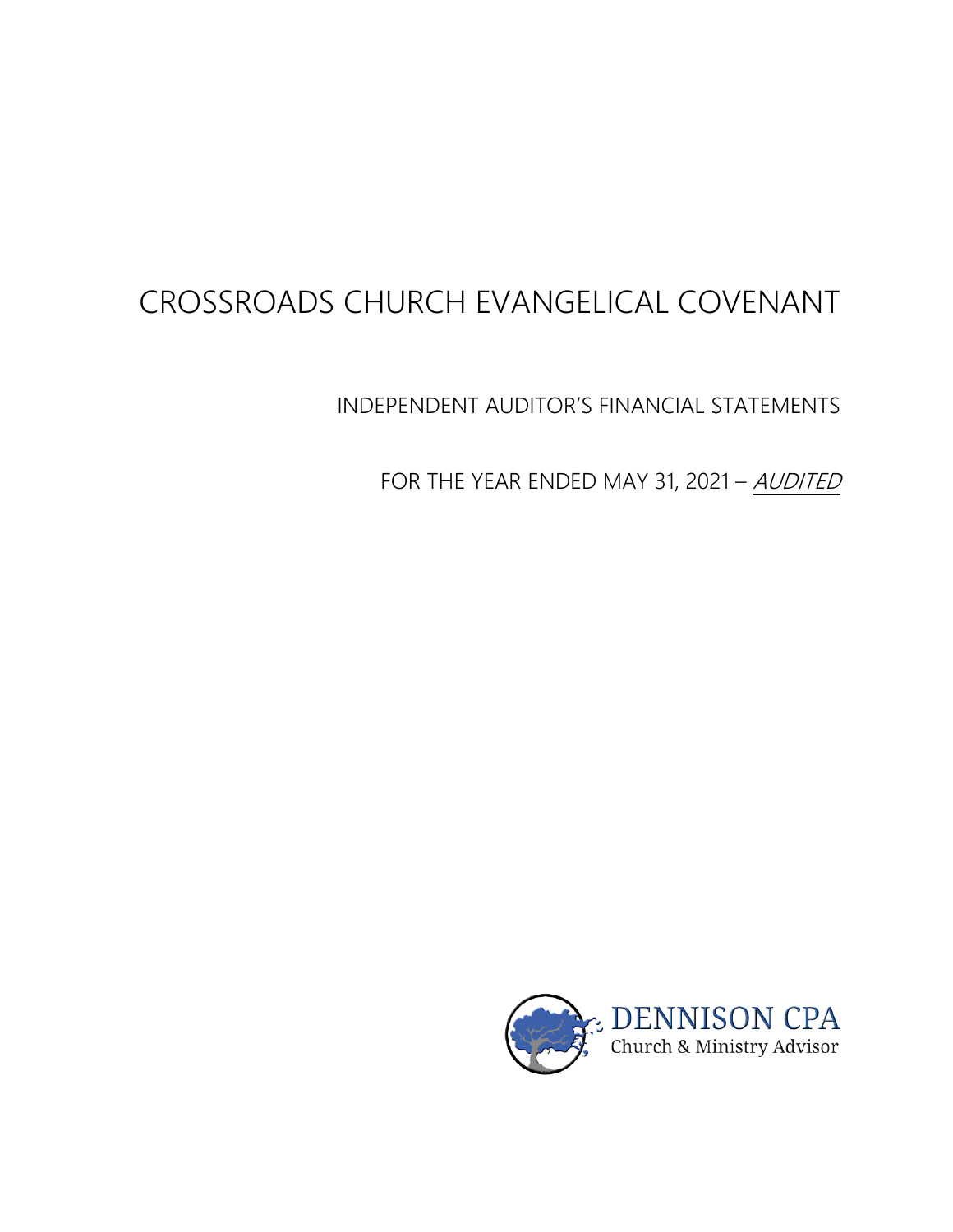# CROSSROADS CHURCH EVANGELICAL COVENANT

INDEPENDENT AUDITOR'S FINANCIAL STATEMENTS

FOR THE YEAR ENDED MAY 31, 2021 – *AUDITED*

DENNISON CPA
Church & Ministry Advisor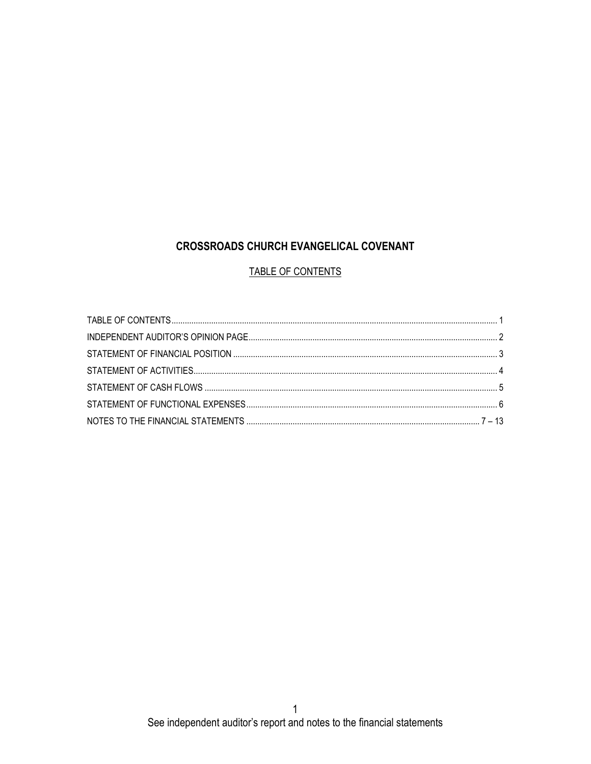# CROSSROADS CHURCH EVANGELICAL COVENANT

## TABLE OF CONTENTS

| | |
|---|---|
| TABLE OF CONTENTS | 1 |
| INDEPENDENT AUDITOR'S OPINION PAGE | 2 |
| STATEMENT OF FINANCIAL POSITION | 3 |
| STATEMENT OF ACTIVITIES | 4 |
| STATEMENT OF CASH FLOWS | 5 |
| STATEMENT OF FUNCTIONAL EXPENSES | 6 |
| NOTES TO THE FINANCIAL STATEMENTS | 7 – 13 |

See independent auditor's report and notes to the financial statements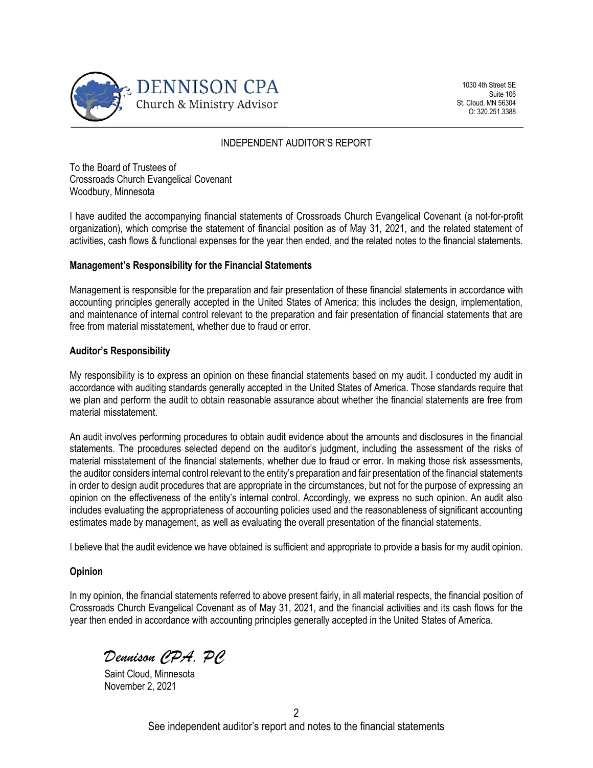DENNISON CPA
Church & Ministry Advisor

1030 4th Street SE
Suite 106
St. Cloud, MN 56304
O: 320.251.3388

## INDEPENDENT AUDITOR'S REPORT

To the Board of Trustees of
Crossroads Church Evangelical Covenant
Woodbury, Minnesota

I have audited the accompanying financial statements of Crossroads Church Evangelical Covenant (a not-for-profit organization), which comprise the statement of financial position as of May 31, 2021, and the related statement of activities, cash flows & functional expenses for the year then ended, and the related notes to the financial statements.

### Management's Responsibility for the Financial Statements

Management is responsible for the preparation and fair presentation of these financial statements in accordance with accounting principles generally accepted in the United States of America; this includes the design, implementation, and maintenance of internal control relevant to the preparation and fair presentation of financial statements that are free from material misstatement, whether due to fraud or error.

### Auditor's Responsibility

My responsibility is to express an opinion on these financial statements based on my audit. I conducted my audit in accordance with auditing standards generally accepted in the United States of America. Those standards require that we plan and perform the audit to obtain reasonable assurance about whether the financial statements are free from material misstatement.

An audit involves performing procedures to obtain audit evidence about the amounts and disclosures in the financial statements. The procedures selected depend on the auditor's judgment, including the assessment of the risks of material misstatement of the financial statements, whether due to fraud or error. In making those risk assessments, the auditor considers internal control relevant to the entity's preparation and fair presentation of the financial statements in order to design audit procedures that are appropriate in the circumstances, but not for the purpose of expressing an opinion on the effectiveness of the entity's internal control. Accordingly, we express no such opinion. An audit also includes evaluating the appropriateness of accounting policies used and the reasonableness of significant accounting estimates made by management, as well as evaluating the overall presentation of the financial statements.

I believe that the audit evidence we have obtained is sufficient and appropriate to provide a basis for my audit opinion.

### Opinion

In my opinion, the financial statements referred to above present fairly, in all material respects, the financial position of Crossroads Church Evangelical Covenant as of May 31, 2021, and the financial activities and its cash flows for the year then ended in accordance with accounting principles generally accepted in the United States of America.

*Dennison CPA, PC*

Saint Cloud, Minnesota
November 2, 2021

See independent auditor's report and notes to the financial statements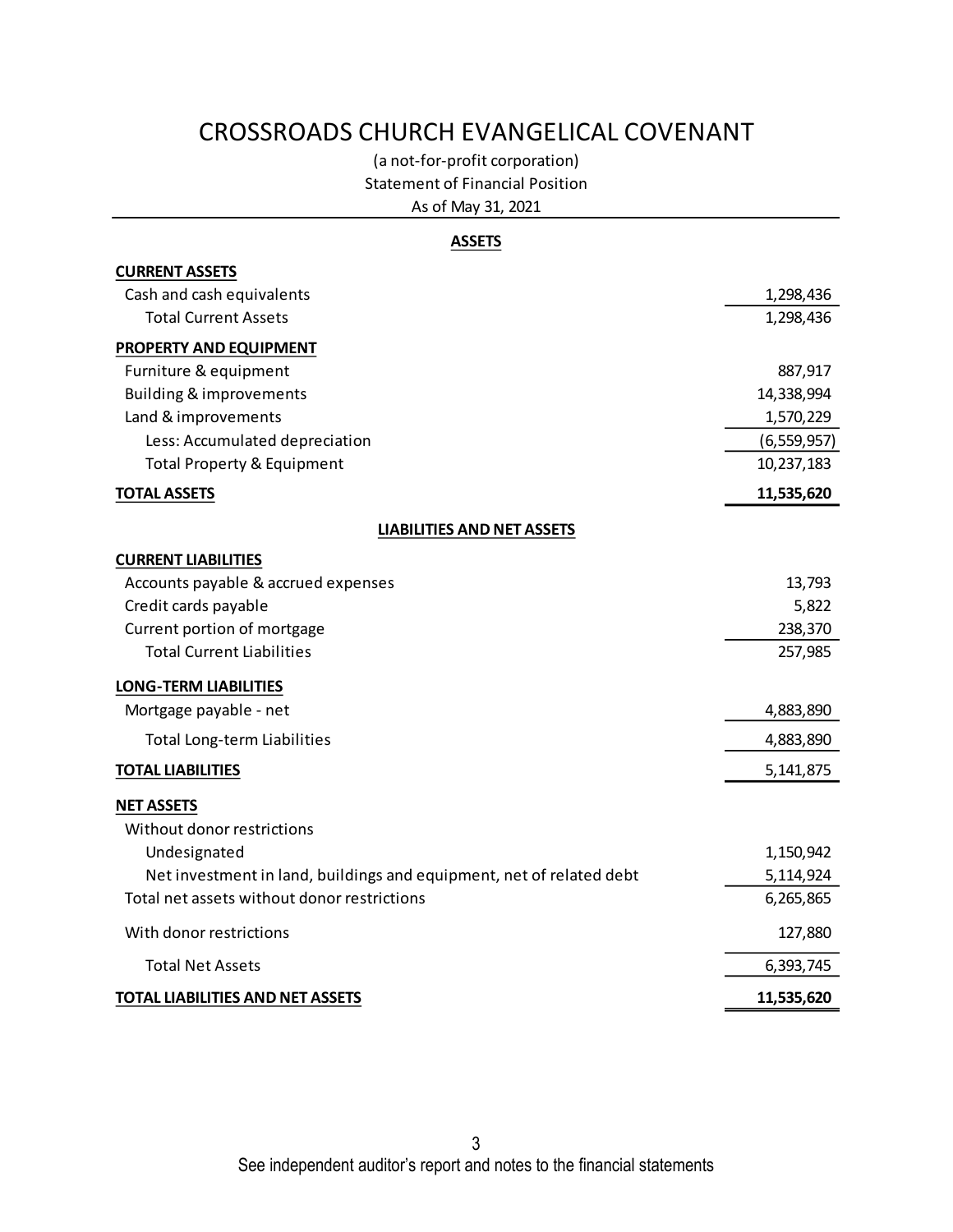# CROSSROADS CHURCH EVANGELICAL COVENANT

(a not-for-profit corporation)

Statement of Financial Position

As of May 31, 2021

| | |
|---|---:|
| **ASSETS** | |
| **CURRENT ASSETS** | |
| Cash and cash equivalents | 1,298,436 |
| Total Current Assets | 1,298,436 |
| **PROPERTY AND EQUIPMENT** | |
| Furniture & equipment | 887,917 |
| Building & improvements | 14,338,994 |
| Land & improvements | 1,570,229 |
| Less: Accumulated depreciation | (6,559,957) |
| Total Property & Equipment | 10,237,183 |
| **TOTAL ASSETS** | **11,535,620** |
| **LIABILITIES AND NET ASSETS** | |
| **CURRENT LIABILITIES** | |
| Accounts payable & accrued expenses | 13,793 |
| Credit cards payable | 5,822 |
| Current portion of mortgage | 238,370 |
| Total Current Liabilities | 257,985 |
| **LONG-TERM LIABILITIES** | |
| Mortgage payable - net | 4,883,890 |
| Total Long-term Liabilities | 4,883,890 |
| **TOTAL LIABILITIES** | 5,141,875 |
| **NET ASSETS** | |
| Without donor restrictions | |
| Undesignated | 1,150,942 |
| Net investment in land, buildings and equipment, net of related debt | 5,114,924 |
| Total net assets without donor restrictions | 6,265,865 |
| With donor restrictions | 127,880 |
| Total Net Assets | 6,393,745 |
| **TOTAL LIABILITIES AND NET ASSETS** | **11,535,620** |

See independent auditor's report and notes to the financial statements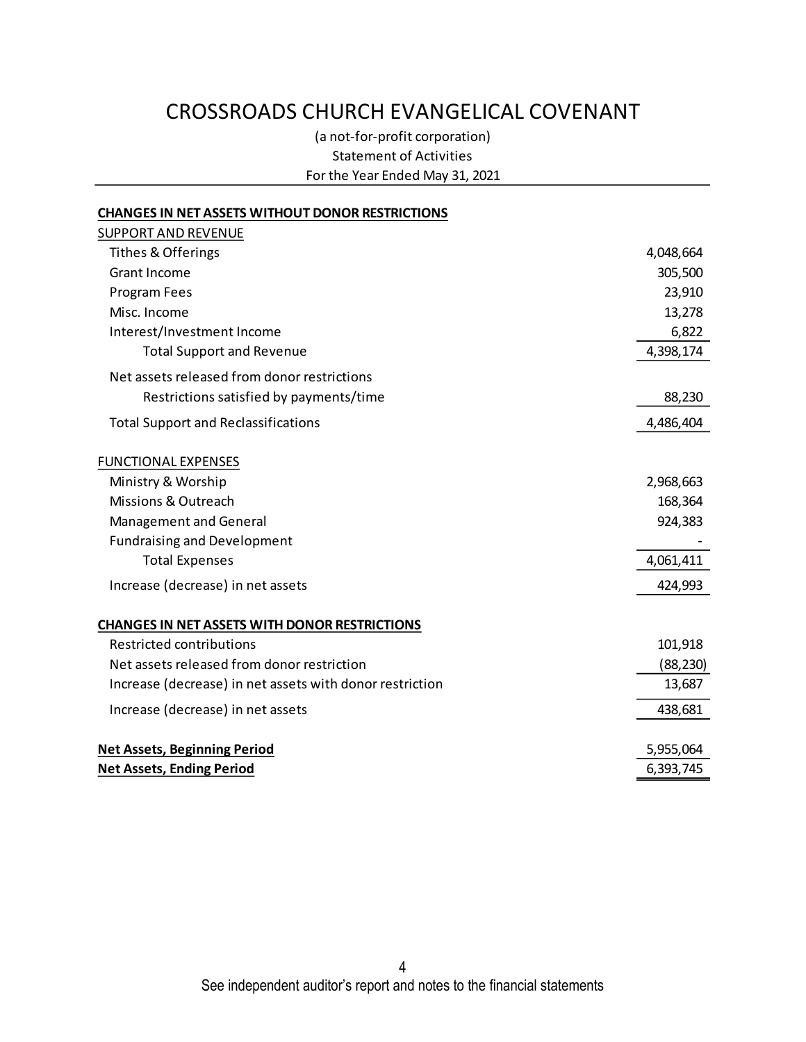# CROSSROADS CHURCH EVANGELICAL COVENANT

(a not-for-profit corporation)
Statement of Activities
For the Year Ended May 31, 2021

| | |
|---|---|
| **CHANGES IN NET ASSETS WITHOUT DONOR RESTRICTIONS** | |
| SUPPORT AND REVENUE | |
| Tithes & Offerings | 4,048,664 |
| Grant Income | 305,500 |
| Program Fees | 23,910 |
| Misc. Income | 13,278 |
| Interest/Investment Income | 6,822 |
| Total Support and Revenue | 4,398,174 |
| Net assets released from donor restrictions | |
| Restrictions satisfied by payments/time | 88,230 |
| Total Support and Reclassifications | 4,486,404 |
| FUNCTIONAL EXPENSES | |
| Ministry & Worship | 2,968,663 |
| Missions & Outreach | 168,364 |
| Management and General | 924,383 |
| Fundraising and Development | - |
| Total Expenses | 4,061,411 |
| Increase (decrease) in net assets | 424,993 |
| **CHANGES IN NET ASSETS WITH DONOR RESTRICTIONS** | |
| Restricted contributions | 101,918 |
| Net assets released from donor restriction | (88,230) |
| Increase (decrease) in net assets with donor restriction | 13,687 |
| Increase (decrease) in net assets | 438,681 |
| **Net Assets, Beginning Period** | 5,955,064 |
| **Net Assets, Ending Period** | 6,393,745 |

See independent auditor's report and notes to the financial statements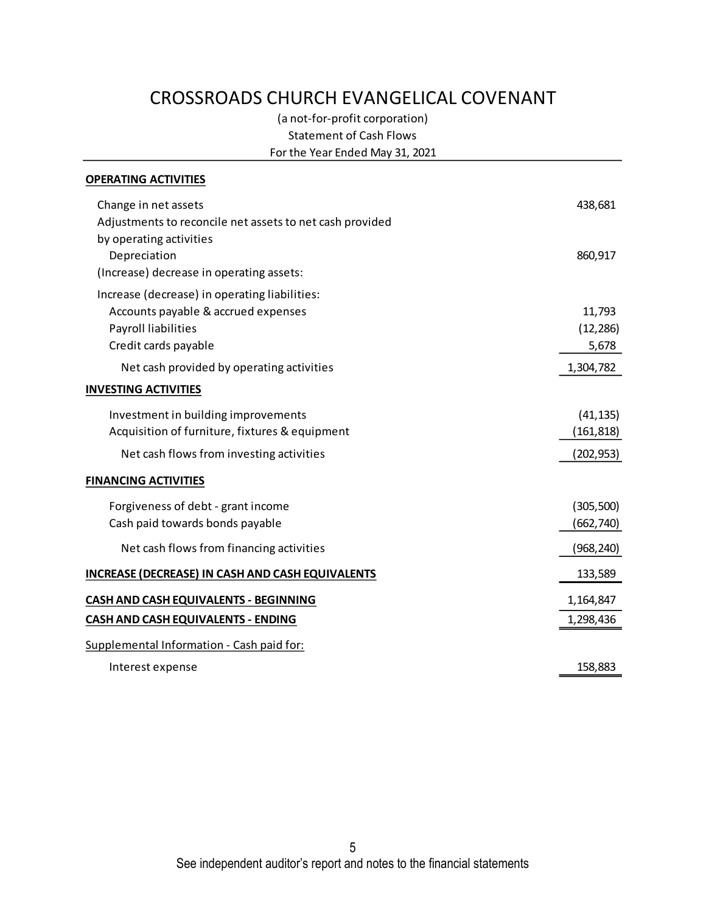# CROSSROADS CHURCH EVANGELICAL COVENANT

(a not-for-profit corporation)

Statement of Cash Flows

For the Year Ended May 31, 2021

| | |
|---|---|
| **OPERATING ACTIVITIES** | |
| Change in net assets | 438,681 |
| Adjustments to reconcile net assets to net cash provided by operating activities | |
| Depreciation | 860,917 |
| (Increase) decrease in operating assets: | |
| Increase (decrease) in operating liabilities: | |
| Accounts payable & accrued expenses | 11,793 |
| Payroll liabilities | (12,286) |
| Credit cards payable | 5,678 |
| Net cash provided by operating activities | 1,304,782 |
| **INVESTING ACTIVITIES** | |
| Investment in building improvements | (41,135) |
| Acquisition of furniture, fixtures & equipment | (161,818) |
| Net cash flows from investing activities | (202,953) |
| **FINANCING ACTIVITIES** | |
| Forgiveness of debt - grant income | (305,500) |
| Cash paid towards bonds payable | (662,740) |
| Net cash flows from financing activities | (968,240) |
| **INCREASE (DECREASE) IN CASH AND CASH EQUIVALENTS** | 133,589 |
| **CASH AND CASH EQUIVALENTS - BEGINNING** | 1,164,847 |
| **CASH AND CASH EQUIVALENTS - ENDING** | 1,298,436 |
| Supplemental Information - Cash paid for: | |
| Interest expense | 158,883 |

See independent auditor's report and notes to the financial statements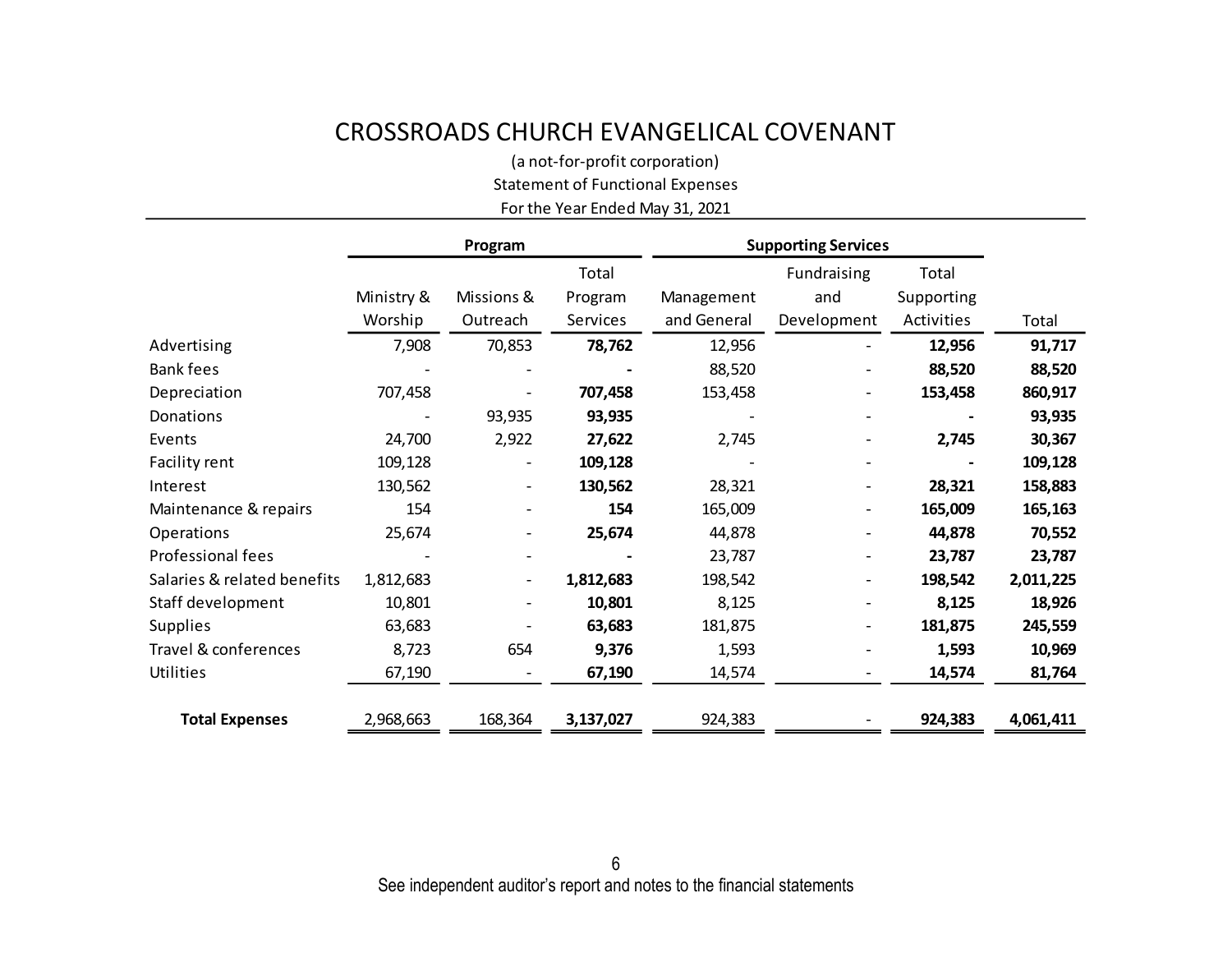# CROSSROADS CHURCH EVANGELICAL COVENANT

(a not-for-profit corporation)

Statement of Functional Expenses

For the Year Ended May 31, 2021

| | Program | | | Supporting Services | | | |
|---|---|---|---|---|---|---|---|
| | Ministry & Worship | Missions & Outreach | Total Program Services | Management and General | Fundraising and Development | Total Supporting Activities | Total |
| Advertising | 7,908 | 70,853 | **78,762** | 12,956 | - | **12,956** | **91,717** |
| Bank fees | - | - | **-** | 88,520 | - | **88,520** | **88,520** |
| Depreciation | 707,458 | - | **707,458** | 153,458 | - | **153,458** | **860,917** |
| Donations | - | 93,935 | **93,935** | - | - | **-** | **93,935** |
| Events | 24,700 | 2,922 | **27,622** | 2,745 | - | **2,745** | **30,367** |
| Facility rent | 109,128 | - | **109,128** | - | - | **-** | **109,128** |
| Interest | 130,562 | - | **130,562** | 28,321 | - | **28,321** | **158,883** |
| Maintenance & repairs | 154 | - | **154** | 165,009 | - | **165,009** | **165,163** |
| Operations | 25,674 | - | **25,674** | 44,878 | - | **44,878** | **70,552** |
| Professional fees | - | - | **-** | 23,787 | - | **23,787** | **23,787** |
| Salaries & related benefits | 1,812,683 | - | **1,812,683** | 198,542 | - | **198,542** | **2,011,225** |
| Staff development | 10,801 | - | **10,801** | 8,125 | - | **8,125** | **18,926** |
| Supplies | 63,683 | - | **63,683** | 181,875 | - | **181,875** | **245,559** |
| Travel & conferences | 8,723 | 654 | **9,376** | 1,593 | - | **1,593** | **10,969** |
| Utilities | 67,190 | - | **67,190** | 14,574 | - | **14,574** | **81,764** |
| **Total Expenses** | 2,968,663 | 168,364 | **3,137,027** | 924,383 | - | **924,383** | **4,061,411** |

See independent auditor's report and notes to the financial statements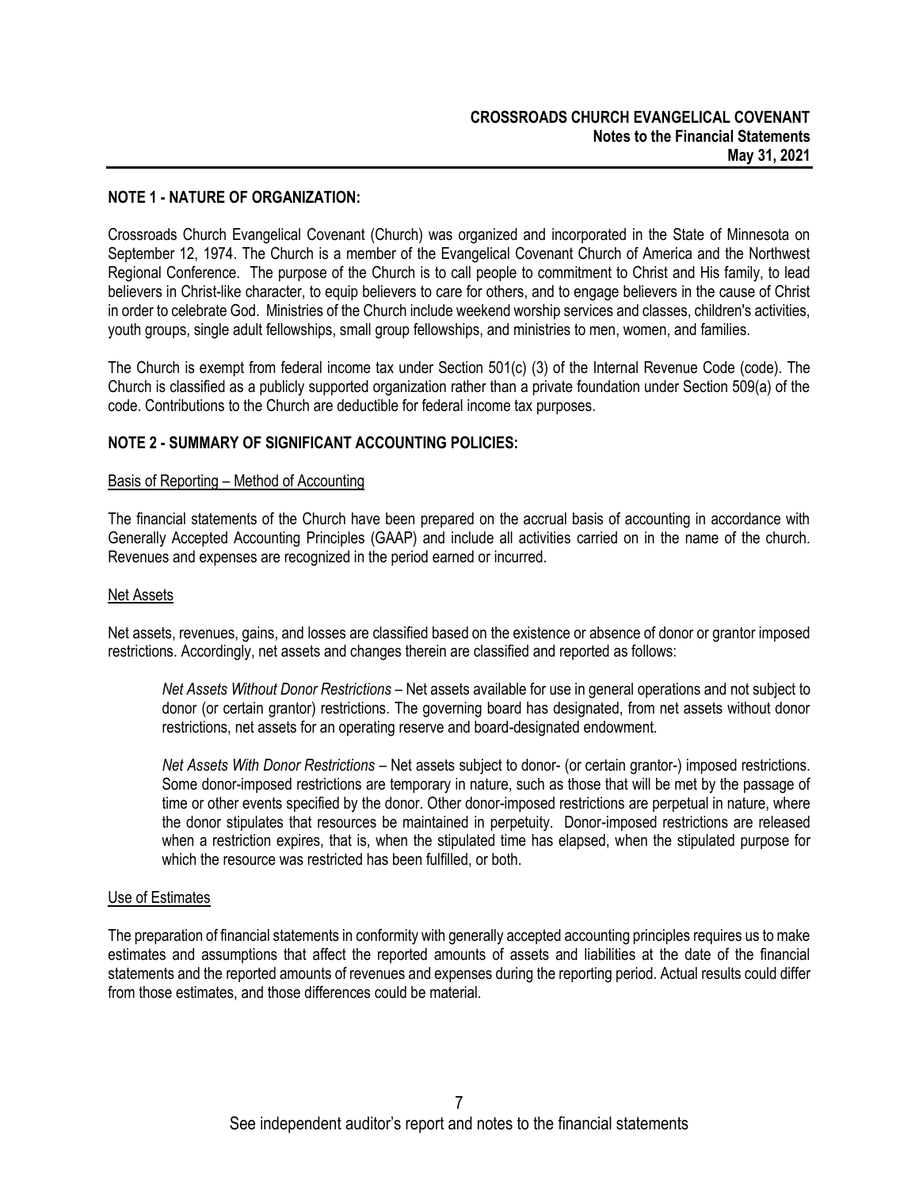## NOTE 1 - NATURE OF ORGANIZATION:

Crossroads Church Evangelical Covenant (Church) was organized and incorporated in the State of Minnesota on September 12, 1974. The Church is a member of the Evangelical Covenant Church of America and the Northwest Regional Conference. The purpose of the Church is to call people to commitment to Christ and His family, to lead believers in Christ-like character, to equip believers to care for others, and to engage believers in the cause of Christ in order to celebrate God. Ministries of the Church include weekend worship services and classes, children's activities, youth groups, single adult fellowships, small group fellowships, and ministries to men, women, and families.

The Church is exempt from federal income tax under Section 501(c) (3) of the Internal Revenue Code (code). The Church is classified as a publicly supported organization rather than a private foundation under Section 509(a) of the code. Contributions to the Church are deductible for federal income tax purposes.

## NOTE 2 - SUMMARY OF SIGNIFICANT ACCOUNTING POLICIES:

Basis of Reporting – Method of Accounting

The financial statements of the Church have been prepared on the accrual basis of accounting in accordance with Generally Accepted Accounting Principles (GAAP) and include all activities carried on in the name of the church. Revenues and expenses are recognized in the period earned or incurred.

Net Assets

Net assets, revenues, gains, and losses are classified based on the existence or absence of donor or grantor imposed restrictions. Accordingly, net assets and changes therein are classified and reported as follows:

> *Net Assets Without Donor Restrictions* – Net assets available for use in general operations and not subject to donor (or certain grantor) restrictions. The governing board has designated, from net assets without donor restrictions, net assets for an operating reserve and board-designated endowment.
>
> *Net Assets With Donor Restrictions* – Net assets subject to donor- (or certain grantor-) imposed restrictions. Some donor-imposed restrictions are temporary in nature, such as those that will be met by the passage of time or other events specified by the donor. Other donor-imposed restrictions are perpetual in nature, where the donor stipulates that resources be maintained in perpetuity. Donor-imposed restrictions are released when a restriction expires, that is, when the stipulated time has elapsed, when the stipulated purpose for which the resource was restricted has been fulfilled, or both.

Use of Estimates

The preparation of financial statements in conformity with generally accepted accounting principles requires us to make estimates and assumptions that affect the reported amounts of assets and liabilities at the date of the financial statements and the reported amounts of revenues and expenses during the reporting period. Actual results could differ from those estimates, and those differences could be material.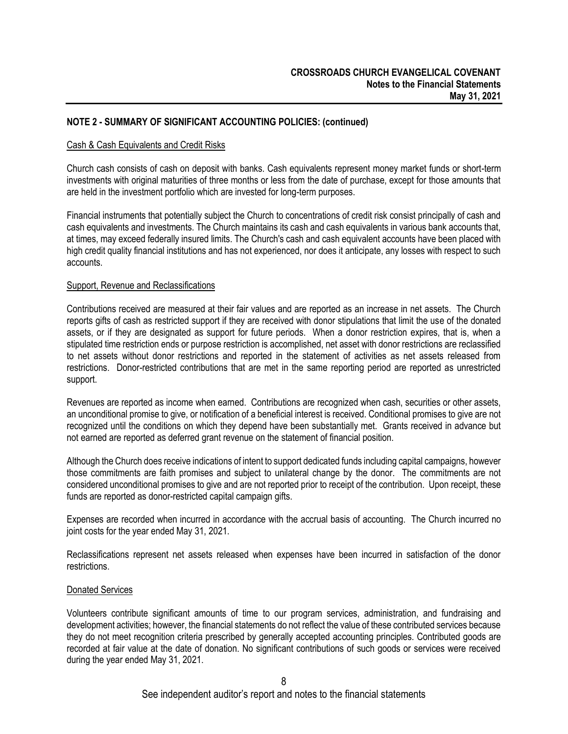## NOTE 2 - SUMMARY OF SIGNIFICANT ACCOUNTING POLICIES: (continued)

### Cash & Cash Equivalents and Credit Risks

Church cash consists of cash on deposit with banks. Cash equivalents represent money market funds or short-term investments with original maturities of three months or less from the date of purchase, except for those amounts that are held in the investment portfolio which are invested for long-term purposes.

Financial instruments that potentially subject the Church to concentrations of credit risk consist principally of cash and cash equivalents and investments. The Church maintains its cash and cash equivalents in various bank accounts that, at times, may exceed federally insured limits. The Church's cash and cash equivalent accounts have been placed with high credit quality financial institutions and has not experienced, nor does it anticipate, any losses with respect to such accounts.

### Support, Revenue and Reclassifications

Contributions received are measured at their fair values and are reported as an increase in net assets. The Church reports gifts of cash as restricted support if they are received with donor stipulations that limit the use of the donated assets, or if they are designated as support for future periods. When a donor restriction expires, that is, when a stipulated time restriction ends or purpose restriction is accomplished, net asset with donor restrictions are reclassified to net assets without donor restrictions and reported in the statement of activities as net assets released from restrictions. Donor-restricted contributions that are met in the same reporting period are reported as unrestricted support.

Revenues are reported as income when earned. Contributions are recognized when cash, securities or other assets, an unconditional promise to give, or notification of a beneficial interest is received. Conditional promises to give are not recognized until the conditions on which they depend have been substantially met. Grants received in advance but not earned are reported as deferred grant revenue on the statement of financial position.

Although the Church does receive indications of intent to support dedicated funds including capital campaigns, however those commitments are faith promises and subject to unilateral change by the donor. The commitments are not considered unconditional promises to give and are not reported prior to receipt of the contribution. Upon receipt, these funds are reported as donor-restricted capital campaign gifts.

Expenses are recorded when incurred in accordance with the accrual basis of accounting. The Church incurred no joint costs for the year ended May 31, 2021.

Reclassifications represent net assets released when expenses have been incurred in satisfaction of the donor restrictions.

### Donated Services

Volunteers contribute significant amounts of time to our program services, administration, and fundraising and development activities; however, the financial statements do not reflect the value of these contributed services because they do not meet recognition criteria prescribed by generally accepted accounting principles. Contributed goods are recorded at fair value at the date of donation. No significant contributions of such goods or services were received during the year ended May 31, 2021.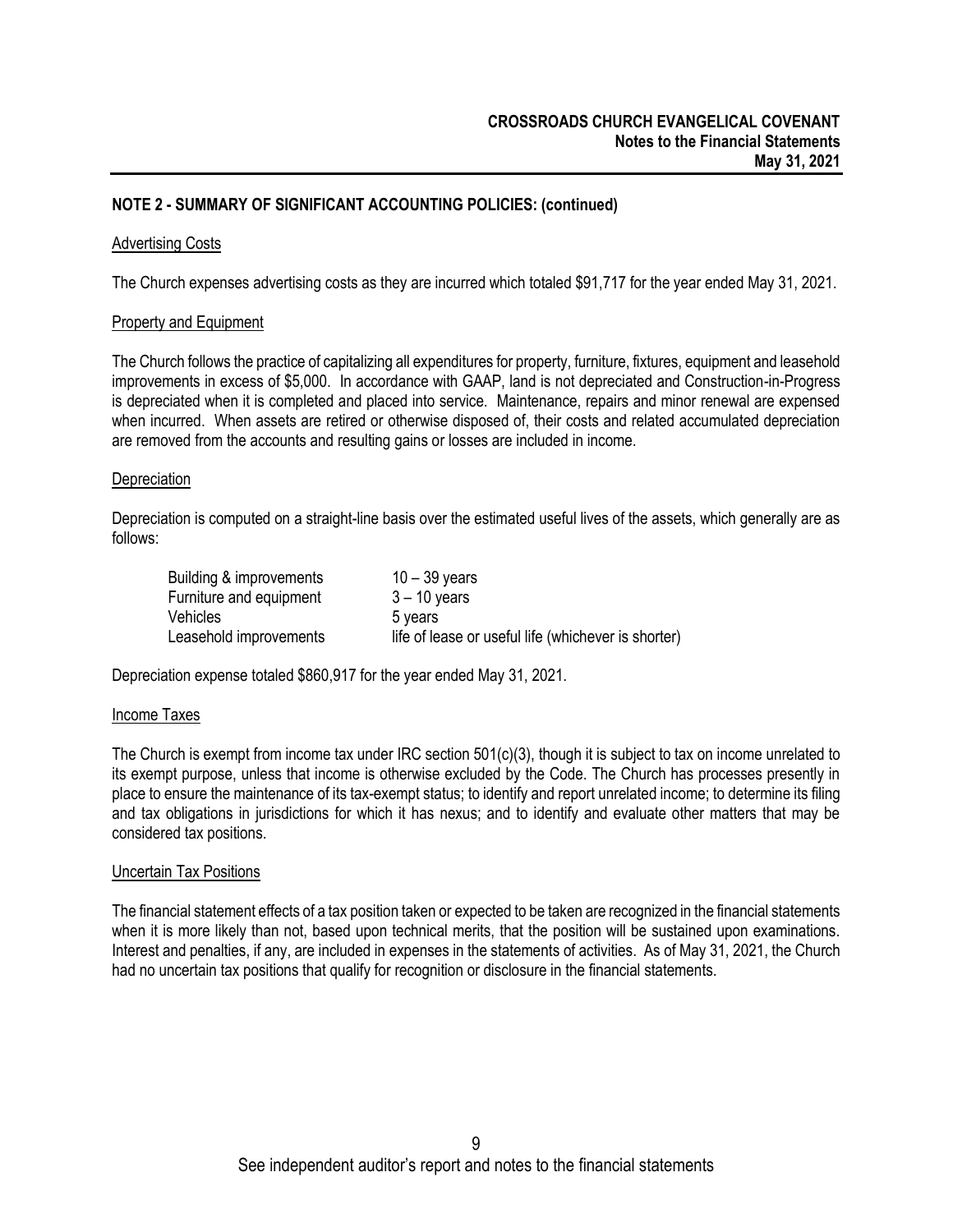## NOTE 2 - SUMMARY OF SIGNIFICANT ACCOUNTING POLICIES: (continued)

### Advertising Costs

The Church expenses advertising costs as they are incurred which totaled $91,717 for the year ended May 31, 2021.

### Property and Equipment

The Church follows the practice of capitalizing all expenditures for property, furniture, fixtures, equipment and leasehold improvements in excess of $5,000. In accordance with GAAP, land is not depreciated and Construction-in-Progress is depreciated when it is completed and placed into service. Maintenance, repairs and minor renewal are expensed when incurred. When assets are retired or otherwise disposed of, their costs and related accumulated depreciation are removed from the accounts and resulting gains or losses are included in income.

### Depreciation

Depreciation is computed on a straight-line basis over the estimated useful lives of the assets, which generally are as follows:

| | |
|---|---|
| Building & improvements | 10 – 39 years |
| Furniture and equipment | 3 – 10 years |
| Vehicles | 5 years |
| Leasehold improvements | life of lease or useful life (whichever is shorter) |

Depreciation expense totaled $860,917 for the year ended May 31, 2021.

### Income Taxes

The Church is exempt from income tax under IRC section 501(c)(3), though it is subject to tax on income unrelated to its exempt purpose, unless that income is otherwise excluded by the Code. The Church has processes presently in place to ensure the maintenance of its tax-exempt status; to identify and report unrelated income; to determine its filing and tax obligations in jurisdictions for which it has nexus; and to identify and evaluate other matters that may be considered tax positions.

### Uncertain Tax Positions

The financial statement effects of a tax position taken or expected to be taken are recognized in the financial statements when it is more likely than not, based upon technical merits, that the position will be sustained upon examinations. Interest and penalties, if any, are included in expenses in the statements of activities. As of May 31, 2021, the Church had no uncertain tax positions that qualify for recognition or disclosure in the financial statements.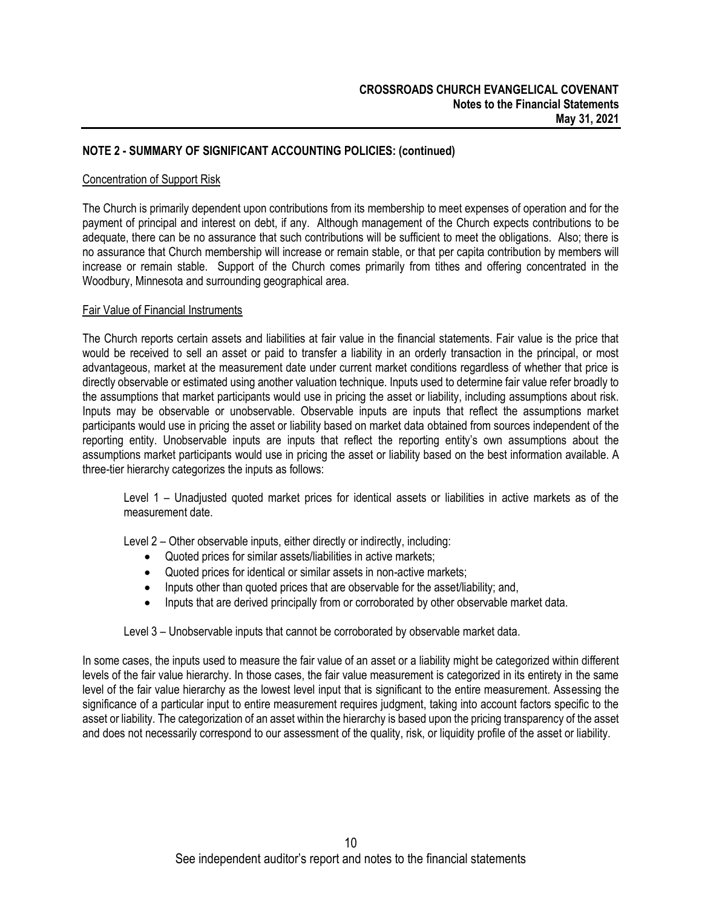## NOTE 2 - SUMMARY OF SIGNIFICANT ACCOUNTING POLICIES: (continued)

### Concentration of Support Risk

The Church is primarily dependent upon contributions from its membership to meet expenses of operation and for the payment of principal and interest on debt, if any. Although management of the Church expects contributions to be adequate, there can be no assurance that such contributions will be sufficient to meet the obligations. Also; there is no assurance that Church membership will increase or remain stable, or that per capita contribution by members will increase or remain stable. Support of the Church comes primarily from tithes and offering concentrated in the Woodbury, Minnesota and surrounding geographical area.

### Fair Value of Financial Instruments

The Church reports certain assets and liabilities at fair value in the financial statements. Fair value is the price that would be received to sell an asset or paid to transfer a liability in an orderly transaction in the principal, or most advantageous, market at the measurement date under current market conditions regardless of whether that price is directly observable or estimated using another valuation technique. Inputs used to determine fair value refer broadly to the assumptions that market participants would use in pricing the asset or liability, including assumptions about risk. Inputs may be observable or unobservable. Observable inputs are inputs that reflect the assumptions market participants would use in pricing the asset or liability based on market data obtained from sources independent of the reporting entity. Unobservable inputs are inputs that reflect the reporting entity's own assumptions about the assumptions market participants would use in pricing the asset or liability based on the best information available. A three-tier hierarchy categorizes the inputs as follows:

Level 1 – Unadjusted quoted market prices for identical assets or liabilities in active markets as of the measurement date.

Level 2 – Other observable inputs, either directly or indirectly, including:

- Quoted prices for similar assets/liabilities in active markets;
- Quoted prices for identical or similar assets in non-active markets;
- Inputs other than quoted prices that are observable for the asset/liability; and,
- Inputs that are derived principally from or corroborated by other observable market data.

Level 3 – Unobservable inputs that cannot be corroborated by observable market data.

In some cases, the inputs used to measure the fair value of an asset or a liability might be categorized within different levels of the fair value hierarchy. In those cases, the fair value measurement is categorized in its entirety in the same level of the fair value hierarchy as the lowest level input that is significant to the entire measurement. Assessing the significance of a particular input to entire measurement requires judgment, taking into account factors specific to the asset or liability. The categorization of an asset within the hierarchy is based upon the pricing transparency of the asset and does not necessarily correspond to our assessment of the quality, risk, or liquidity profile of the asset or liability.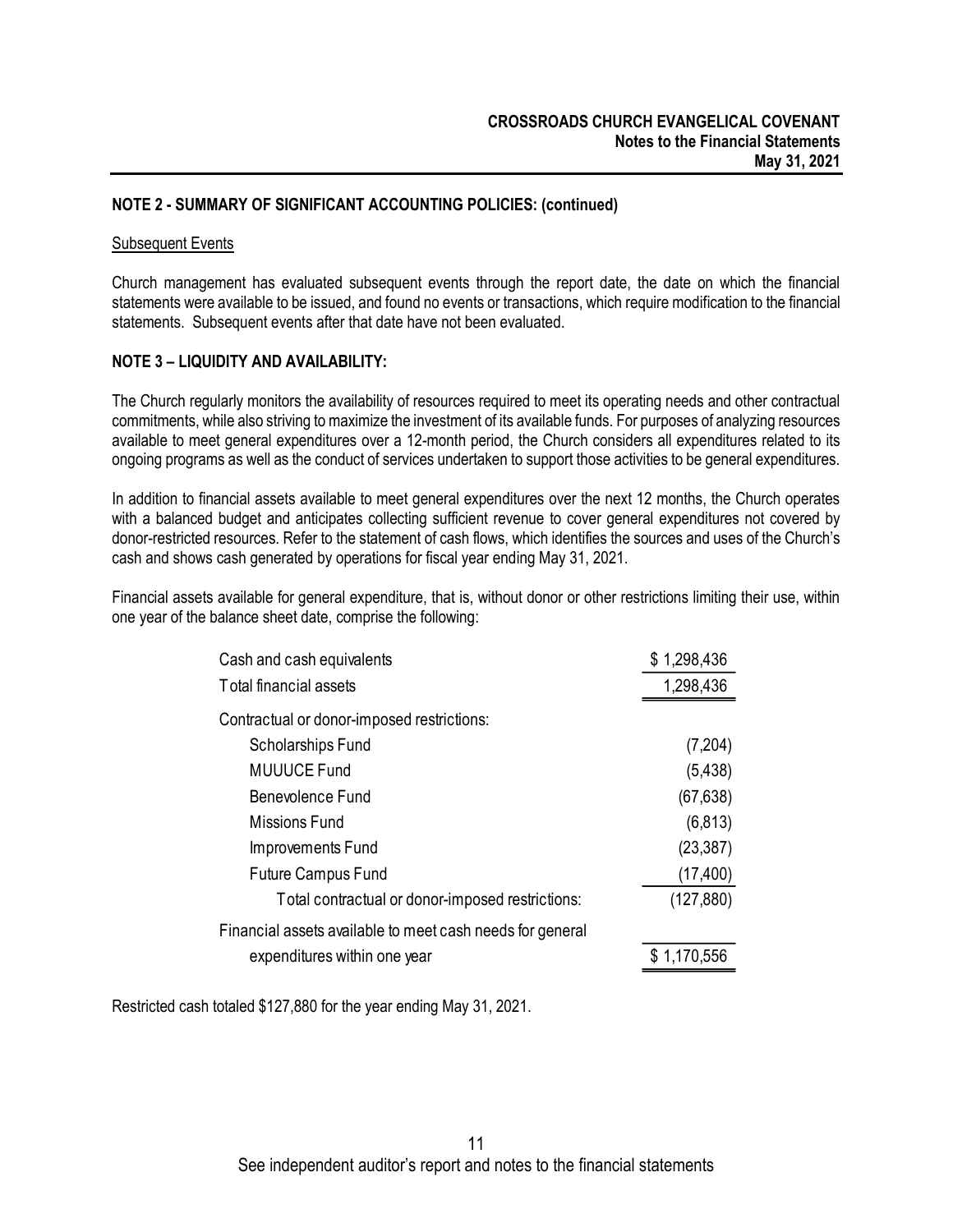## NOTE 2 - SUMMARY OF SIGNIFICANT ACCOUNTING POLICIES: (continued)

Subsequent Events

Church management has evaluated subsequent events through the report date, the date on which the financial statements were available to be issued, and found no events or transactions, which require modification to the financial statements. Subsequent events after that date have not been evaluated.

## NOTE 3 – LIQUIDITY AND AVAILABILITY:

The Church regularly monitors the availability of resources required to meet its operating needs and other contractual commitments, while also striving to maximize the investment of its available funds. For purposes of analyzing resources available to meet general expenditures over a 12-month period, the Church considers all expenditures related to its ongoing programs as well as the conduct of services undertaken to support those activities to be general expenditures.

In addition to financial assets available to meet general expenditures over the next 12 months, the Church operates with a balanced budget and anticipates collecting sufficient revenue to cover general expenditures not covered by donor-restricted resources. Refer to the statement of cash flows, which identifies the sources and uses of the Church's cash and shows cash generated by operations for fiscal year ending May 31, 2021.

Financial assets available for general expenditure, that is, without donor or other restrictions limiting their use, within one year of the balance sheet date, comprise the following:

| | |
|---|---|
| Cash and cash equivalents | $ 1,298,436 |
| Total financial assets | 1,298,436 |
| Contractual or donor-imposed restrictions: | |
| Scholarships Fund | (7,204) |
| MUUUCE Fund | (5,438) |
| Benevolence Fund | (67,638) |
| Missions Fund | (6,813) |
| Improvements Fund | (23,387) |
| Future Campus Fund | (17,400) |
| Total contractual or donor-imposed restrictions: | (127,880) |
| Financial assets available to meet cash needs for general expenditures within one year | $ 1,170,556 |

Restricted cash totaled $127,880 for the year ending May 31, 2021.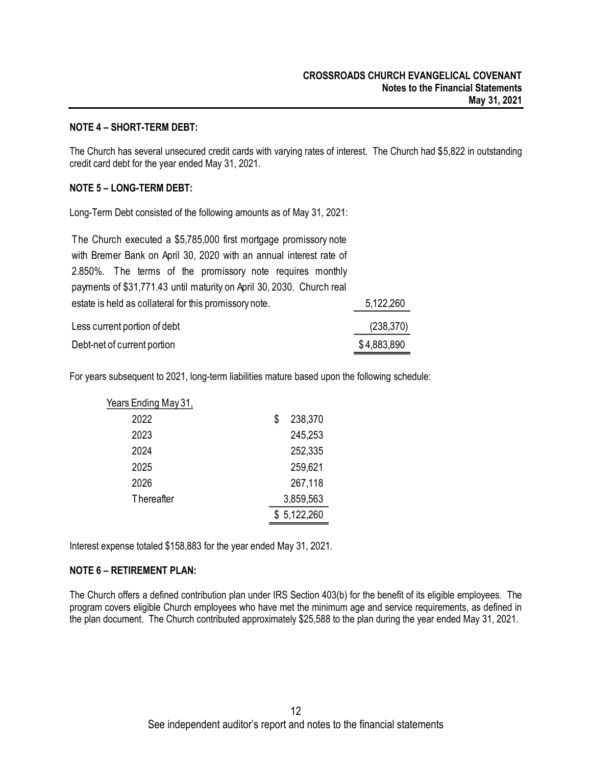## NOTE 4 – SHORT-TERM DEBT:

The Church has several unsecured credit cards with varying rates of interest. The Church had $5,822 in outstanding credit card debt for the year ended May 31, 2021.

## NOTE 5 – LONG-TERM DEBT:

Long-Term Debt consisted of the following amounts as of May 31, 2021:

| | |
|---|---|
| The Church executed a $5,785,000 first mortgage promissory note with Bremer Bank on April 30, 2020 with an annual interest rate of 2.850%. The terms of the promissory note requires monthly payments of $31,771.43 until maturity on April 30, 2030. Church real estate is held as collateral for this promissory note. | 5,122,260 |
| Less current portion of debt | (238,370) |
| Debt-net of current portion | $4,883,890 |

For years subsequent to 2021, long-term liabilities mature based upon the following schedule:

| Years Ending May 31, | |
|---|---|
| 2022 | $ 238,370 |
| 2023 | 245,253 |
| 2024 | 252,335 |
| 2025 | 259,621 |
| 2026 | 267,118 |
| Thereafter | 3,859,563 |
| | $ 5,122,260 |

Interest expense totaled $158,883 for the year ended May 31, 2021.

## NOTE 6 – RETIREMENT PLAN:

The Church offers a defined contribution plan under IRS Section 403(b) for the benefit of its eligible employees. The program covers eligible Church employees who have met the minimum age and service requirements, as defined in the plan document. The Church contributed approximately $25,588 to the plan during the year ended May 31, 2021.

See independent auditor's report and notes to the financial statements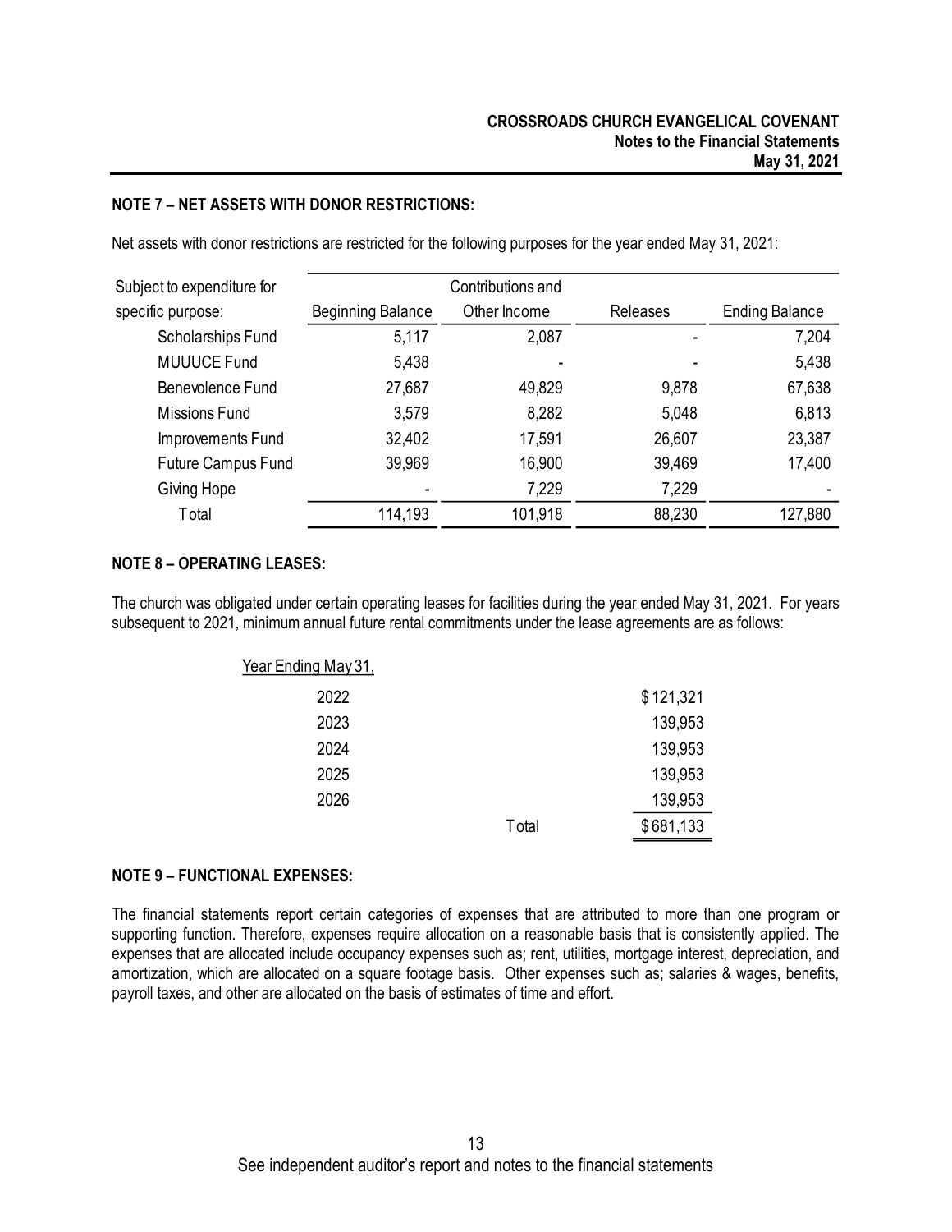## NOTE 7 – NET ASSETS WITH DONOR RESTRICTIONS:

Net assets with donor restrictions are restricted for the following purposes for the year ended May 31, 2021:

| Subject to expenditure for specific purpose: | Beginning Balance | Contributions and Other Income | Releases | Ending Balance |
|---|---|---|---|---|
| Scholarships Fund | 5,117 | 2,087 | - | 7,204 |
| MUUUCE Fund | 5,438 | - | - | 5,438 |
| Benevolence Fund | 27,687 | 49,829 | 9,878 | 67,638 |
| Missions Fund | 3,579 | 8,282 | 5,048 | 6,813 |
| Improvements Fund | 32,402 | 17,591 | 26,607 | 23,387 |
| Future Campus Fund | 39,969 | 16,900 | 39,469 | 17,400 |
| Giving Hope | - | 7,229 | 7,229 | - |
| Total | 114,193 | 101,918 | 88,230 | 127,880 |

## NOTE 8 – OPERATING LEASES:

The church was obligated under certain operating leases for facilities during the year ended May 31, 2021. For years subsequent to 2021, minimum annual future rental commitments under the lease agreements are as follows:

| Year Ending May 31, | | |
|---|---|---|
| 2022 | | $ 121,321 |
| 2023 | | 139,953 |
| 2024 | | 139,953 |
| 2025 | | 139,953 |
| 2026 | | 139,953 |
| | Total | $ 681,133 |

## NOTE 9 – FUNCTIONAL EXPENSES:

The financial statements report certain categories of expenses that are attributed to more than one program or supporting function. Therefore, expenses require allocation on a reasonable basis that is consistently applied. The expenses that are allocated include occupancy expenses such as; rent, utilities, mortgage interest, depreciation, and amortization, which are allocated on a square footage basis. Other expenses such as; salaries & wages, benefits, payroll taxes, and other are allocated on the basis of estimates of time and effort.